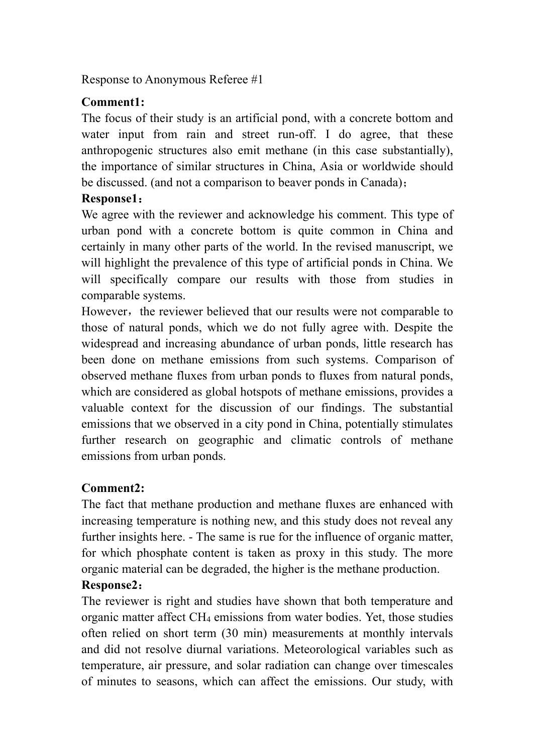Response to Anonymous Referee #1

**Comment1:**

The focus of their study is an artificial pond, with a concrete bottom and water input from rain and street run-off. I do agree, that these anthropogenic structures also emit methane (in this case substantially), the importance of similar structures in China, Asia or worldwide should be discussed. (and not a comparison to beaver ponds in Canada)；

**Response1：**

We agree with the reviewer and acknowledge his comment. This type of urban pond with a concrete bottom is quite common in China and certainly in many other parts of the world. In the revised manuscript, we will highlight the prevalence of this type of artificial ponds in China. We will specifically compare our results with those from studies in comparable systems.

However，the reviewer believed that our results were not comparable to those of natural ponds, which we do not fully agree with. Despite the widespread and increasing abundance of urban ponds, little research has been done on methane emissions from such systems. Comparison of observed methane fluxes from urban ponds to fluxes from natural ponds, which are considered as global hotspots of methane emissions, provides a valuable context for the discussion of our findings. The substantial emissions that we observed in a city pond in China, potentially stimulates further research on geographic and climatic controls of methane emissions from urban ponds.

**Comment2:**

The fact that methane production and methane fluxes are enhanced with increasing temperature is nothing new, and this study does not reveal any further insights here. - The same is rue for the influence of organic matter, for which phosphate content is taken as proxy in this study. The more organic material can be degraded, the higher is the methane production.

**Response2：**

The reviewer is right and studies have shown that both temperature and organic matter affect $CH_4$ emissions from water bodies. Yet, those studies often relied on short term (30 min) measurements at monthly intervals and did not resolve diurnal variations. Meteorological variables such as temperature, air pressure, and solar radiation can change over timescales of minutes to seasons, which can affect the emissions. Our study, with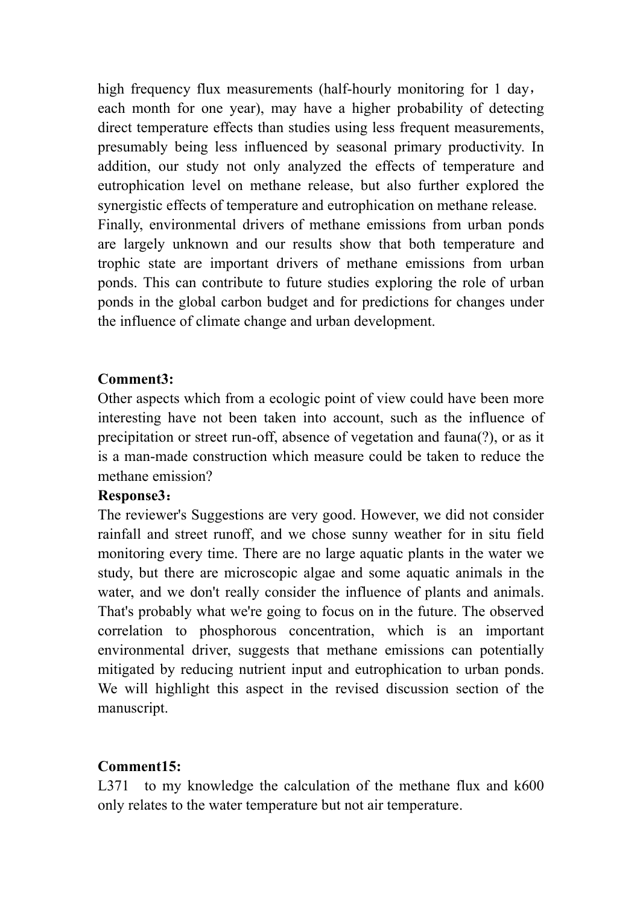high frequency flux measurements (half-hourly monitoring for 1 day, each month for one year), may have a higher probability of detecting direct temperature effects than studies using less frequent measurements, presumably being less influenced by seasonal primary productivity. In addition, our study not only analyzed the effects of temperature and eutrophication level on methane release, but also further explored the synergistic effects of temperature and eutrophication on methane release. Finally, environmental drivers of methane emissions from urban ponds are largely unknown and our results show that both temperature and trophic state are important drivers of methane emissions from urban ponds. This can contribute to future studies exploring the role of urban ponds in the global carbon budget and for predictions for changes under the influence of climate change and urban development.

**Comment3:**

Other aspects which from a ecologic point of view could have been more interesting have not been taken into account, such as the influence of precipitation or street run-off, absence of vegetation and fauna(?), or as it is a man-made construction which measure could be taken to reduce the methane emission?

**Response3：**

The reviewer's Suggestions are very good. However, we did not consider rainfall and street runoff, and we chose sunny weather for in situ field monitoring every time. There are no large aquatic plants in the water we study, but there are microscopic algae and some aquatic animals in the water, and we don't really consider the influence of plants and animals. That's probably what we're going to focus on in the future. The observed correlation to phosphorous concentration, which is an important environmental driver, suggests that methane emissions can potentially mitigated by reducing nutrient input and eutrophication to urban ponds. We will highlight this aspect in the revised discussion section of the manuscript.

**Comment15:**

L371 to my knowledge the calculation of the methane flux and k600 only relates to the water temperature but not air temperature.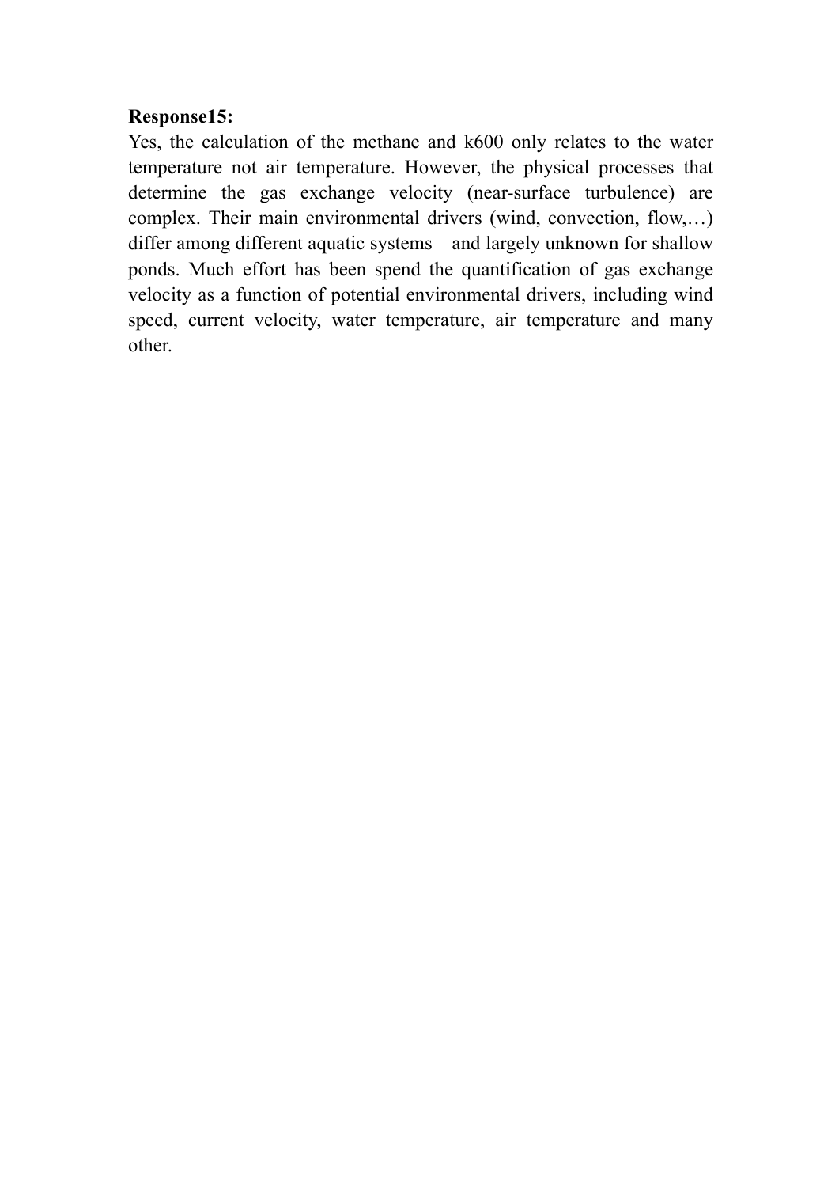**Response15:**

Yes, the calculation of the methane and k600 only relates to the water temperature not air temperature. However, the physical processes that determine the gas exchange velocity (near-surface turbulence) are complex. Their main environmental drivers (wind, convection, flow,…) differ among different aquatic systems  and largely unknown for shallow ponds. Much effort has been spend the quantification of gas exchange velocity as a function of potential environmental drivers, including wind speed, current velocity, water temperature, air temperature and many other.